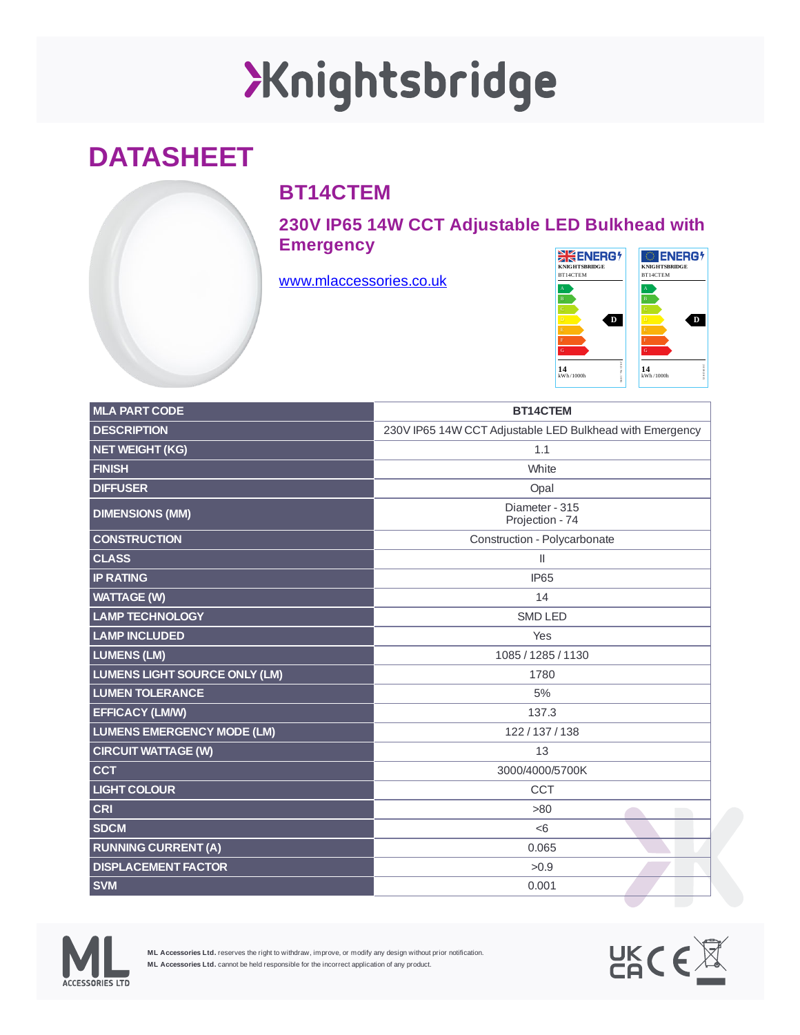# Knightsbridge

## DATASHEET

### BT14CTEM

### 230V IP65 14W CCT Adjustable LED Bulkhead with Emergency

www.mlaccessories.co.uk

| MLA PART CODE | BT14CTEM |
|---|---|
| DESCRIPTION | 230V IP65 14W CCT Adjustable LED Bulkhead with Emergency |
| NET WEIGHT (KG) | 1.1 |
| FINISH | White |
| DIFFUSER | Opal |
| DIMENSIONS (MM) | Diameter - 315<br>Projection - 74 |
| CONSTRUCTION | Construction - Polycarbonate |
| CLASS | II |
| IP RATING | IP65 |
| WATTAGE (W) | 14 |
| LAMP TECHNOLOGY | SMD LED |
| LAMP INCLUDED | Yes |
| LUMENS (LM) | 1085 / 1285 / 1130 |
| LUMENS LIGHT SOURCE ONLY (LM) | 1780 |
| LUMEN TOLERANCE | 5% |
| EFFICACY (LM/W) | 137.3 |
| LUMENS EMERGENCY MODE (LM) | 122 / 137 / 138 |
| CIRCUIT WATTAGE (W) | 13 |
| CCT | 3000/4000/5700K |
| LIGHT COLOUR | CCT |
| CRI | >80 |
| SDCM | <6 |
| RUNNING CURRENT (A) | 0.065 |
| DISPLACEMENT FACTOR | >0.9 |
| SVM | 0.001 |

**ML Accessories Ltd.** reserves the right to withdraw, improve, or modify any design without prior notification.
**ML Accessories Ltd.** cannot be held responsible for the incorrect application of any product.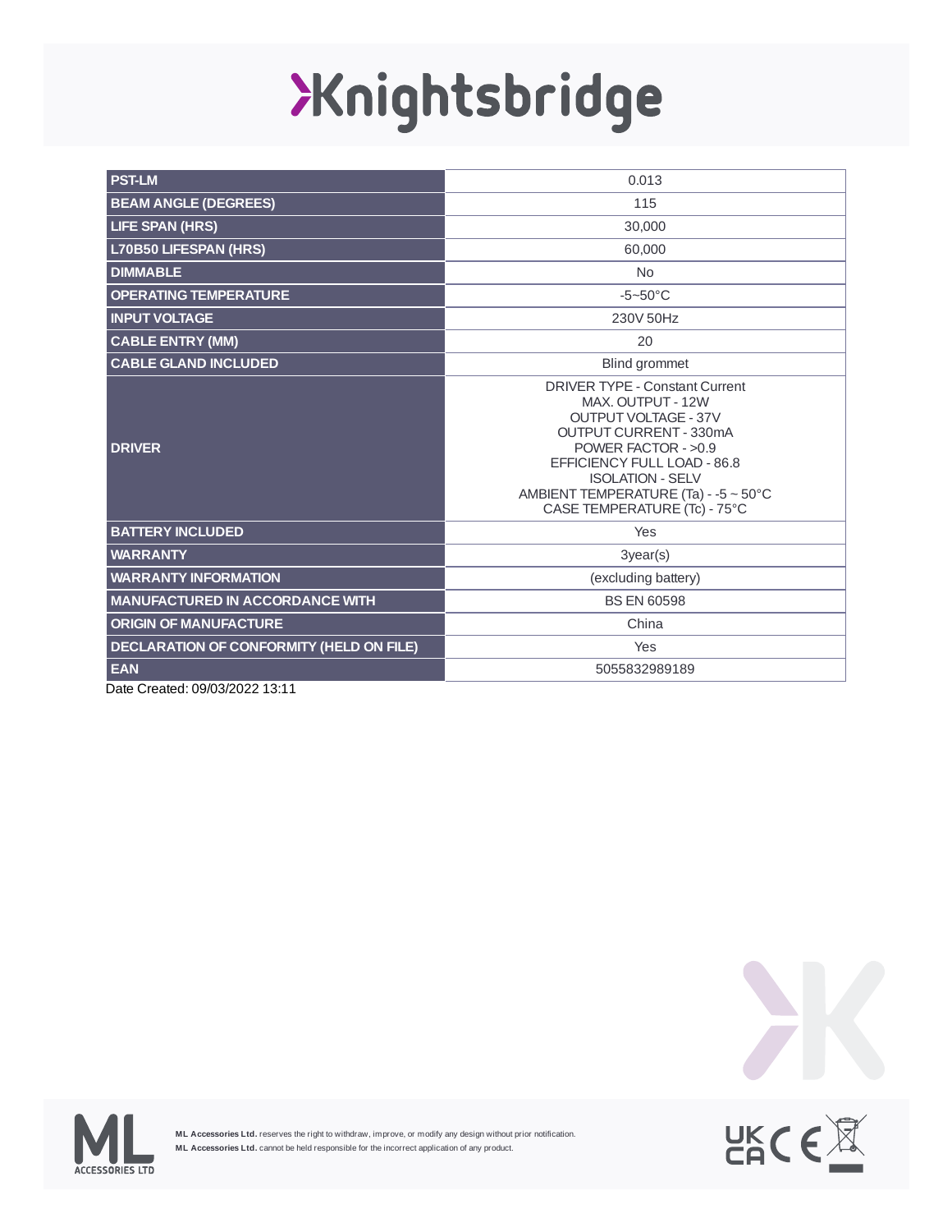# Knightsbridge

| | |
|---|---|
| **PST-LM** | 0.013 |
| **BEAM ANGLE (DEGREES)** | 115 |
| **LIFE SPAN (HRS)** | 30,000 |
| **L70B50 LIFESPAN (HRS)** | 60,000 |
| **DIMMABLE** | No |
| **OPERATING TEMPERATURE** | -5~50°C |
| **INPUT VOLTAGE** | 230V 50Hz |
| **CABLE ENTRY (MM)** | 20 |
| **CABLE GLAND INCLUDED** | Blind grommet |
| **DRIVER** | DRIVER TYPE - Constant Current<br>MAX. OUTPUT - 12W<br>OUTPUT VOLTAGE - 37V<br>OUTPUT CURRENT - 330mA<br>POWER FACTOR - >0.9<br>EFFICIENCY FULL LOAD - 86.8<br>ISOLATION - SELV<br>AMBIENT TEMPERATURE (Ta) - -5 ~ 50°C<br>CASE TEMPERATURE (Tc) - 75°C |
| **BATTERY INCLUDED** | Yes |
| **WARRANTY** | 3year(s) |
| **WARRANTY INFORMATION** | (excluding battery) |
| **MANUFACTURED IN ACCORDANCE WITH** | BS EN 60598 |
| **ORIGIN OF MANUFACTURE** | China |
| **DECLARATION OF CONFORMITY (HELD ON FILE)** | Yes |
| **EAN** | 5055832989189 |

Date Created: 09/03/2022 13:11

**ML Accessories Ltd.** reserves the right to withdraw, improve, or modify any design without prior notification.
**ML Accessories Ltd.** cannot be held responsible for the incorrect application of any product.